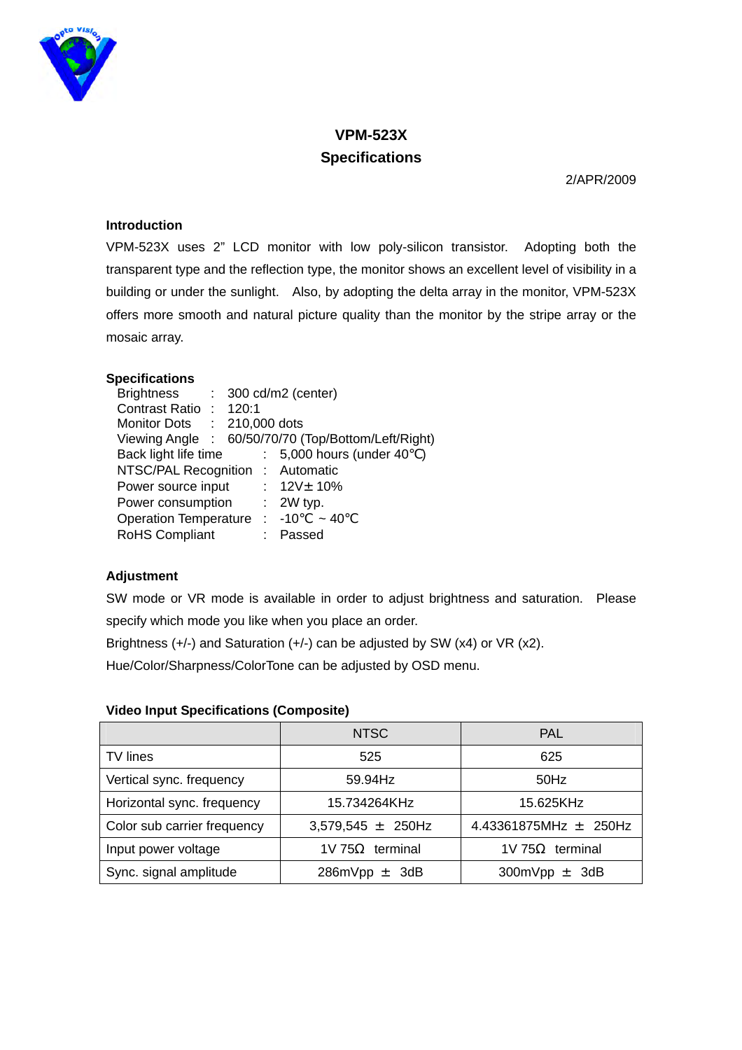# VPM-523X
## Specifications

2/APR/2009

### Introduction

VPM-523X uses 2" LCD monitor with low poly-silicon transistor. Adopting both the transparent type and the reflection type, the monitor shows an excellent level of visibility in a building or under the sunlight. Also, by adopting the delta array in the monitor, VPM-523X offers more smooth and natural picture quality than the monitor by the stripe array or the mosaic array.

### Specifications

- Brightness : 300 cd/m2 (center)
- Contrast Ratio : 120:1
- Monitor Dots : 210,000 dots
- Viewing Angle : 60/50/70/70 (Top/Bottom/Left/Right)
- Back light life time : 5,000 hours (under 40℃)
- NTSC/PAL Recognition : Automatic
- Power source input : 12V± 10%
- Power consumption : 2W typ.
- Operation Temperature : -10℃ ~ 40℃
- RoHS Compliant : Passed

### Adjustment

SW mode or VR mode is available in order to adjust brightness and saturation. Please specify which mode you like when you place an order.

Brightness (+/-) and Saturation (+/-) can be adjusted by SW (x4) or VR (x2).

Hue/Color/Sharpness/ColorTone can be adjusted by OSD menu.

### Video Input Specifications (Composite)

| | NTSC | PAL |
|---|---|---|
| TV lines | 525 | 625 |
| Vertical sync. frequency | 59.94Hz | 50Hz |
| Horizontal sync. frequency | 15.734264KHz | 15.625KHz |
| Color sub carrier frequency | 3,579,545 ± 250Hz | 4.43361875MHz ± 250Hz |
| Input power voltage | 1V 75Ω terminal | 1V 75Ω terminal |
| Sync. signal amplitude | 286mVpp ± 3dB | 300mVpp ± 3dB |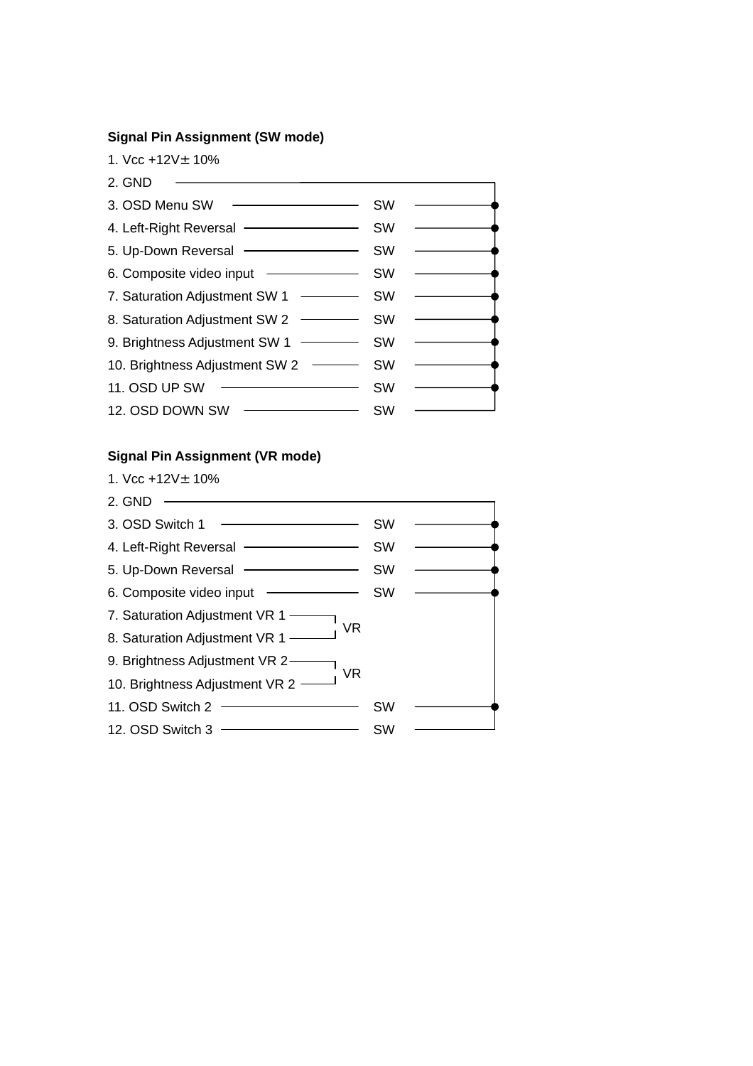**Signal Pin Assignment (SW mode)**

1. Vcc +12V± 10%
2. GND
3. OSD Menu SW — SW
4. Left-Right Reversal — SW
5. Up-Down Reversal — SW
6. Composite video input — SW
7. Saturation Adjustment SW 1 — SW
8. Saturation Adjustment SW 2 — SW
9. Brightness Adjustment SW 1 — SW
10. Brightness Adjustment SW 2 — SW
11. OSD UP SW — SW
12. OSD DOWN SW — SW

**Signal Pin Assignment (VR mode)**

1. Vcc +12V± 10%
2. GND
3. OSD Switch 1 — SW
4. Left-Right Reversal — SW
5. Up-Down Reversal — SW
6. Composite video input — SW
7. Saturation Adjustment VR 1 — VR
8. Saturation Adjustment VR 1 — VR
9. Brightness Adjustment VR 2 — VR
10. Brightness Adjustment VR 2 — VR
11. OSD Switch 2 — SW
12. OSD Switch 3 — SW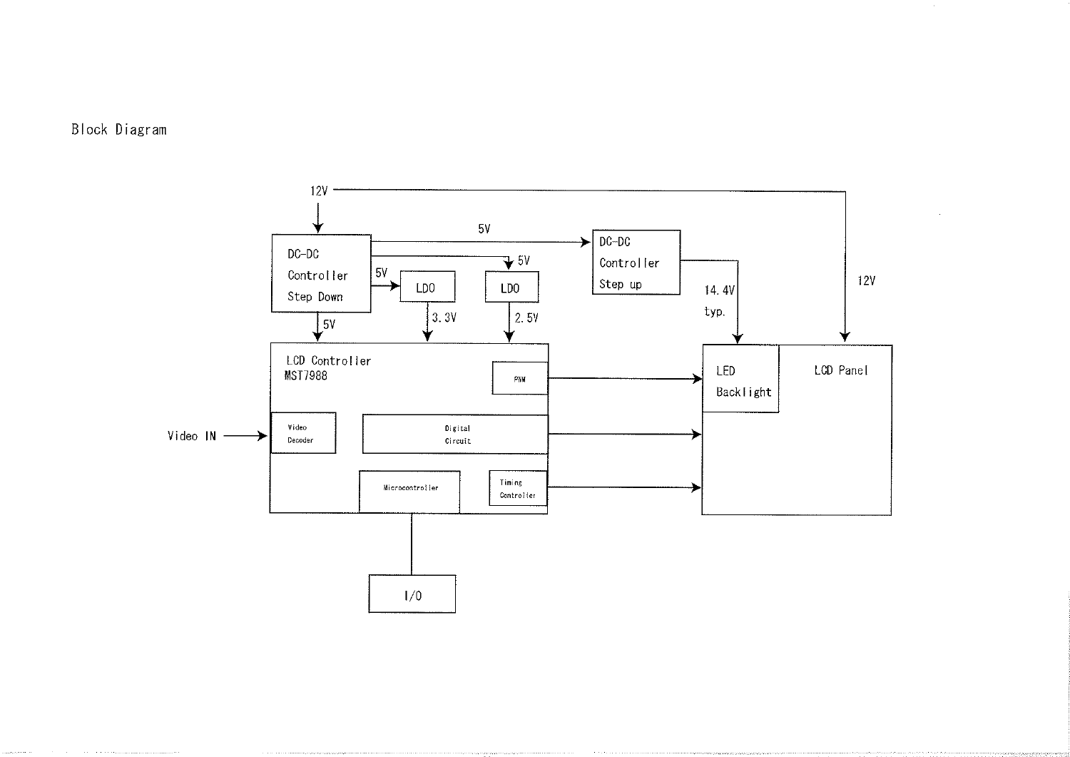# Block Diagram

12V

DC-DC Controller Step Down

5V

5V

5V

LDO

LDO

3.3V

2.5V

5V

DC-DC Controller Step up

14.4V typ.

12V

LCD Controller MST7988

PWM

Video IN

Video Decoder

Digital Circuit

Microcontroller

Timing Controller

LED Backlight

LCD Panel

I/O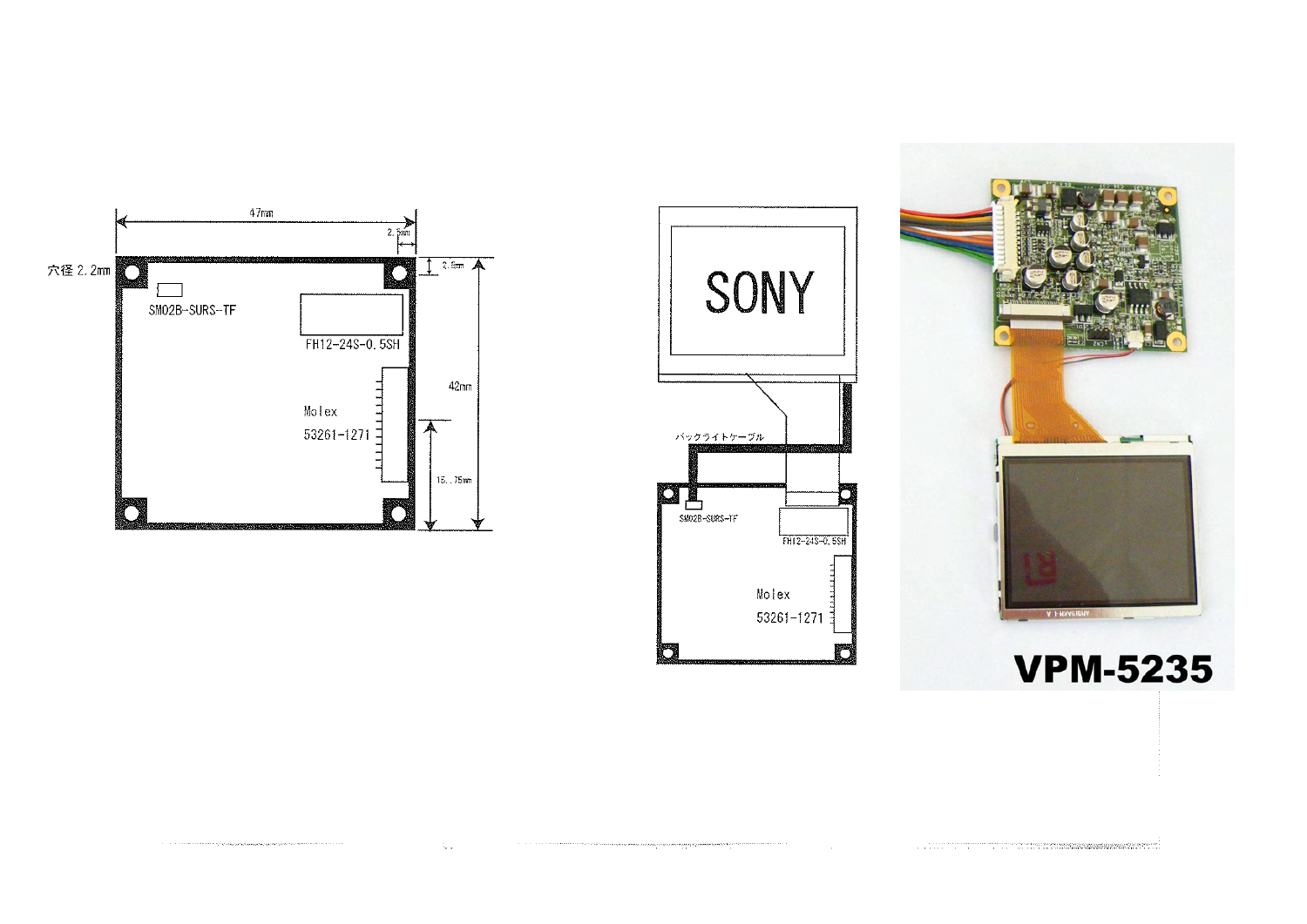47mm

2.5mm

穴径 2.2mm

2.5mm

SM02B-SURS-TF

FH12-24S-0.5SH

42mm

Molex

53261-1271

15.75mm

SONY

バックライトケーブル

SM02B-SURS-TF

FH12-24S-0.5SH

Molex

53261-1271

VPM-5235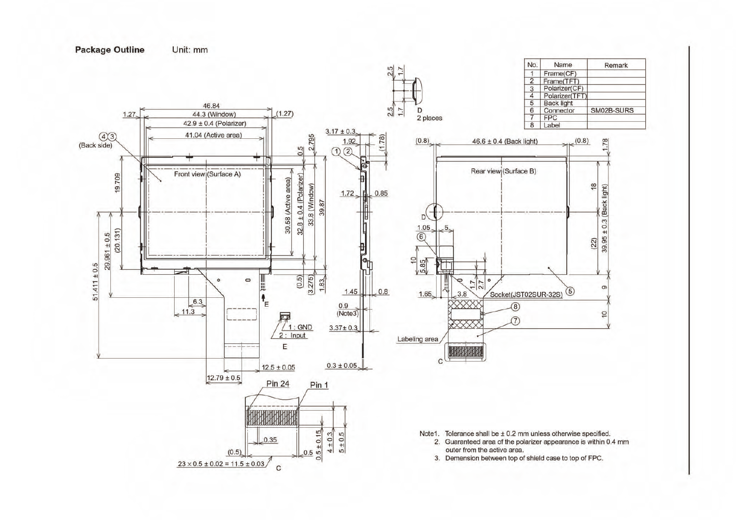**Package Outline** Unit: mm

| No. | Name | Remark |
| --- | --- | --- |
| 1 | Frame(CF) | |
| 2 | Frame(TFT) | |
| 3 | Polarizer(CF) | |
| 4 | Polarizer(TFT) | |
| 5 | Back light | |
| 6 | Connector | SM02B-SURS |
| 7 | FPC | |
| 8 | Label | |

Front view (Surface A)

46.84
1.27
44.3 (Window)
(1.27)
42.9 ± 0.4 (Polarizer)
41.04 (Active area)
④③ (Back side)
19.709
29.961 ± 0.5
(20.131)
51.411 ± 0.5
6.3
11.3
12.79 ± 0.5
12.5 ± 0.05
30.58 (Active area)
32.8 ± 0.4 (Polarizer)
33.8 (Window)
39.87
0.5
2.795
(0.5)
(3.275)
1.83
E
1 : GND
2 : Input
E

3.17 ± 0.3
1.92
(1.78)
①②
1.72
0.85
1.45
0.8
0.9 (Note3)
3.37± 0.3
0.3 ± 0.05

2.5
1.7
2.5
1.7
D
2 places

Rear view (Surface B)

(0.8)
46.6 ± 0.4 (Back light)
(0.8)
1.78
18
39.95 ± 0.3 (Back light)
(22)
9
10
D
1.05
5
⑥
10
5.85
1.7
2.7
1.65
3.8
Socket(JST02SUR-32S) ⑤
⑧
⑦
Labeling area
C

Pin 24
Pin 1
0.35
(0.5)
0.5
23 × 0.5 ± 0.02 = 11.5 ± 0.03
0.5 ± 0.15
4 ± 0.3
5 ± 0.5
C

Note1. Tolerance shall be ± 0.2 mm unless otherwise specified.
2. Guaranteed area of the polarizer appearance is within 0.4 mm outer from the active area.
3. Demension between top of shield case to top of FPC.